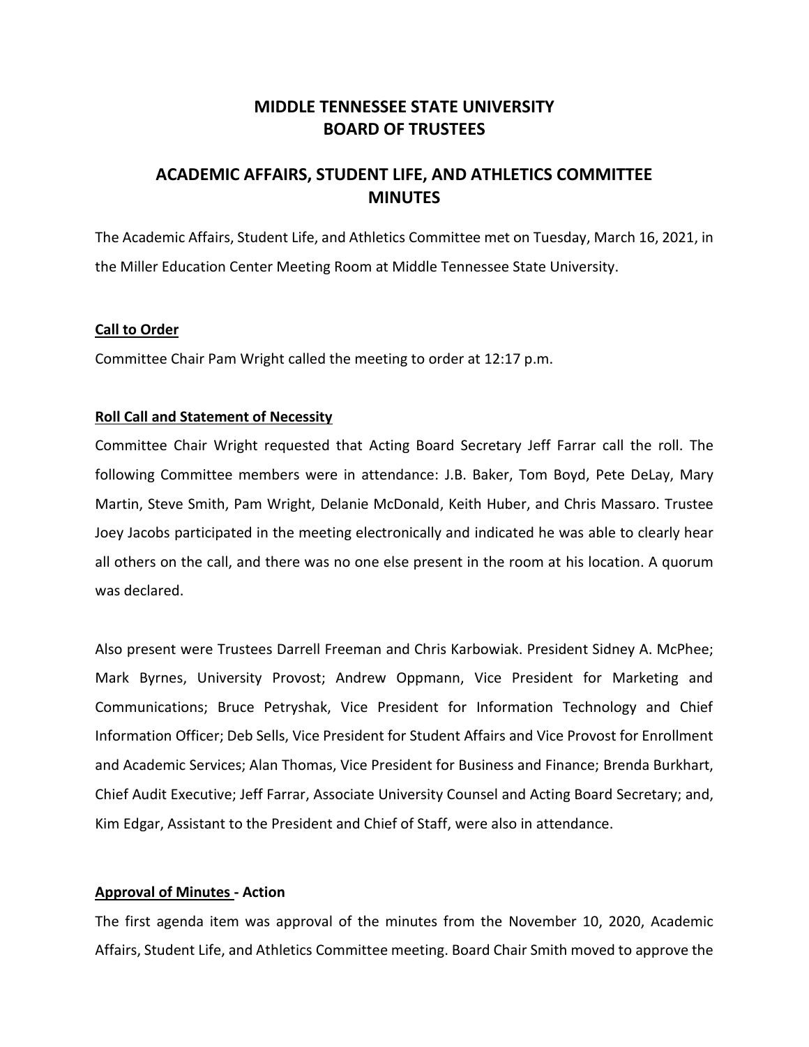# MIDDLE TENNESSEE STATE UNIVERSITY
# BOARD OF TRUSTEES

## ACADEMIC AFFAIRS, STUDENT LIFE, AND ATHLETICS COMMITTEE MINUTES

The Academic Affairs, Student Life, and Athletics Committee met on Tuesday, March 16, 2021, in the Miller Education Center Meeting Room at Middle Tennessee State University.

**Call to Order**

Committee Chair Pam Wright called the meeting to order at 12:17 p.m.

**Roll Call and Statement of Necessity**

Committee Chair Wright requested that Acting Board Secretary Jeff Farrar call the roll. The following Committee members were in attendance: J.B. Baker, Tom Boyd, Pete DeLay, Mary Martin, Steve Smith, Pam Wright, Delanie McDonald, Keith Huber, and Chris Massaro. Trustee Joey Jacobs participated in the meeting electronically and indicated he was able to clearly hear all others on the call, and there was no one else present in the room at his location. A quorum was declared.

Also present were Trustees Darrell Freeman and Chris Karbowiak. President Sidney A. McPhee; Mark Byrnes, University Provost; Andrew Oppmann, Vice President for Marketing and Communications; Bruce Petryshak, Vice President for Information Technology and Chief Information Officer; Deb Sells, Vice President for Student Affairs and Vice Provost for Enrollment and Academic Services; Alan Thomas, Vice President for Business and Finance; Brenda Burkhart, Chief Audit Executive; Jeff Farrar, Associate University Counsel and Acting Board Secretary; and, Kim Edgar, Assistant to the President and Chief of Staff, were also in attendance.

**Approval of Minutes - Action**

The first agenda item was approval of the minutes from the November 10, 2020, Academic Affairs, Student Life, and Athletics Committee meeting. Board Chair Smith moved to approve the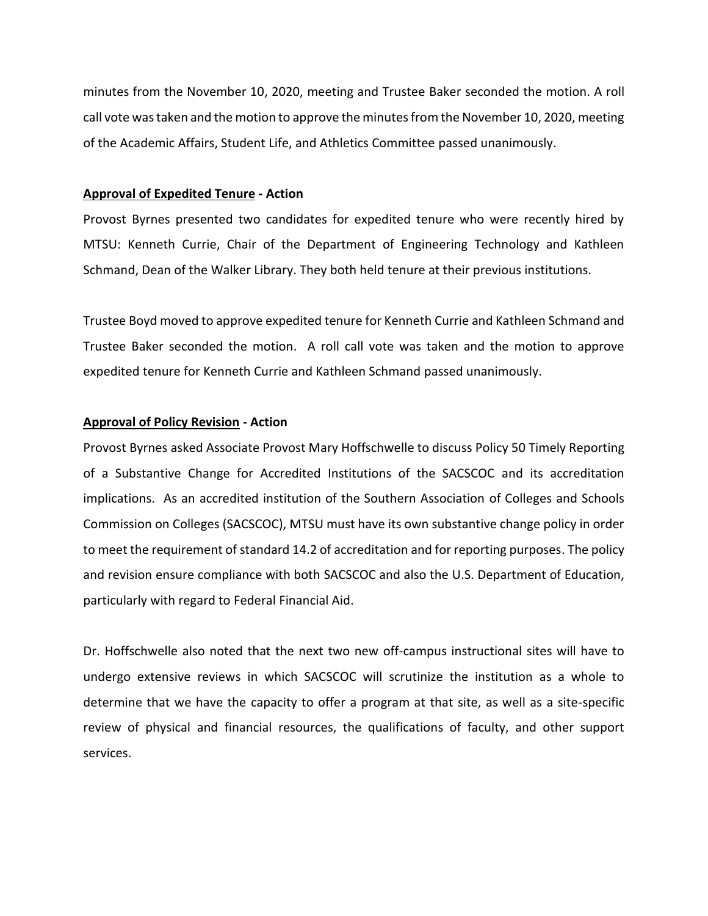minutes from the November 10, 2020, meeting and Trustee Baker seconded the motion. A roll call vote was taken and the motion to approve the minutes from the November 10, 2020, meeting of the Academic Affairs, Student Life, and Athletics Committee passed unanimously.

**Approval of Expedited Tenure - Action**

Provost Byrnes presented two candidates for expedited tenure who were recently hired by MTSU: Kenneth Currie, Chair of the Department of Engineering Technology and Kathleen Schmand, Dean of the Walker Library. They both held tenure at their previous institutions.

Trustee Boyd moved to approve expedited tenure for Kenneth Currie and Kathleen Schmand and Trustee Baker seconded the motion. A roll call vote was taken and the motion to approve expedited tenure for Kenneth Currie and Kathleen Schmand passed unanimously.

**Approval of Policy Revision - Action**

Provost Byrnes asked Associate Provost Mary Hoffschwelle to discuss Policy 50 Timely Reporting of a Substantive Change for Accredited Institutions of the SACSCOC and its accreditation implications. As an accredited institution of the Southern Association of Colleges and Schools Commission on Colleges (SACSCOC), MTSU must have its own substantive change policy in order to meet the requirement of standard 14.2 of accreditation and for reporting purposes. The policy and revision ensure compliance with both SACSCOC and also the U.S. Department of Education, particularly with regard to Federal Financial Aid.

Dr. Hoffschwelle also noted that the next two new off-campus instructional sites will have to undergo extensive reviews in which SACSCOC will scrutinize the institution as a whole to determine that we have the capacity to offer a program at that site, as well as a site-specific review of physical and financial resources, the qualifications of faculty, and other support services.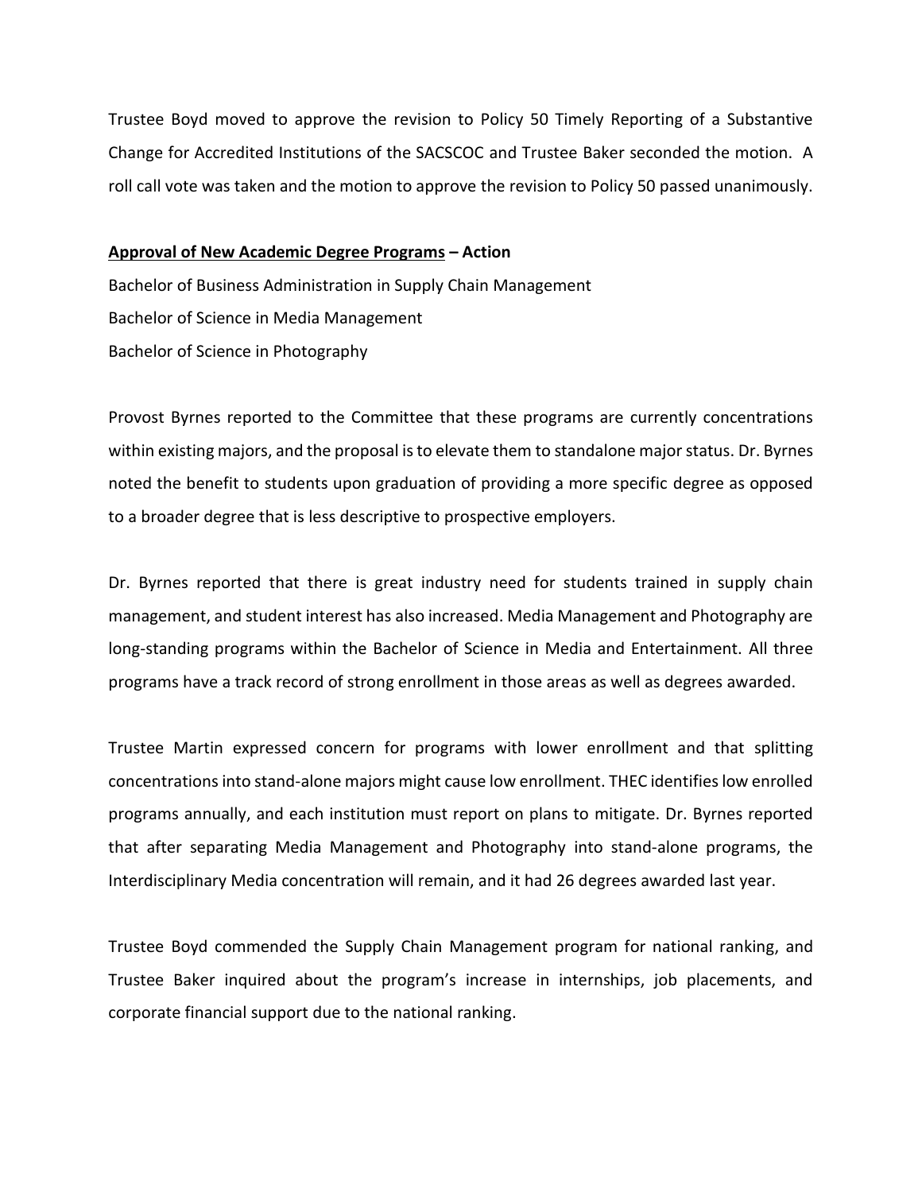Trustee Boyd moved to approve the revision to Policy 50 Timely Reporting of a Substantive Change for Accredited Institutions of the SACSCOC and Trustee Baker seconded the motion. A roll call vote was taken and the motion to approve the revision to Policy 50 passed unanimously.

**<u>Approval of New Academic Degree Programs</u> – Action**

Bachelor of Business Administration in Supply Chain Management
Bachelor of Science in Media Management
Bachelor of Science in Photography

Provost Byrnes reported to the Committee that these programs are currently concentrations within existing majors, and the proposal is to elevate them to standalone major status. Dr. Byrnes noted the benefit to students upon graduation of providing a more specific degree as opposed to a broader degree that is less descriptive to prospective employers.

Dr. Byrnes reported that there is great industry need for students trained in supply chain management, and student interest has also increased. Media Management and Photography are long-standing programs within the Bachelor of Science in Media and Entertainment. All three programs have a track record of strong enrollment in those areas as well as degrees awarded.

Trustee Martin expressed concern for programs with lower enrollment and that splitting concentrations into stand-alone majors might cause low enrollment. THEC identifies low enrolled programs annually, and each institution must report on plans to mitigate. Dr. Byrnes reported that after separating Media Management and Photography into stand-alone programs, the Interdisciplinary Media concentration will remain, and it had 26 degrees awarded last year.

Trustee Boyd commended the Supply Chain Management program for national ranking, and Trustee Baker inquired about the program's increase in internships, job placements, and corporate financial support due to the national ranking.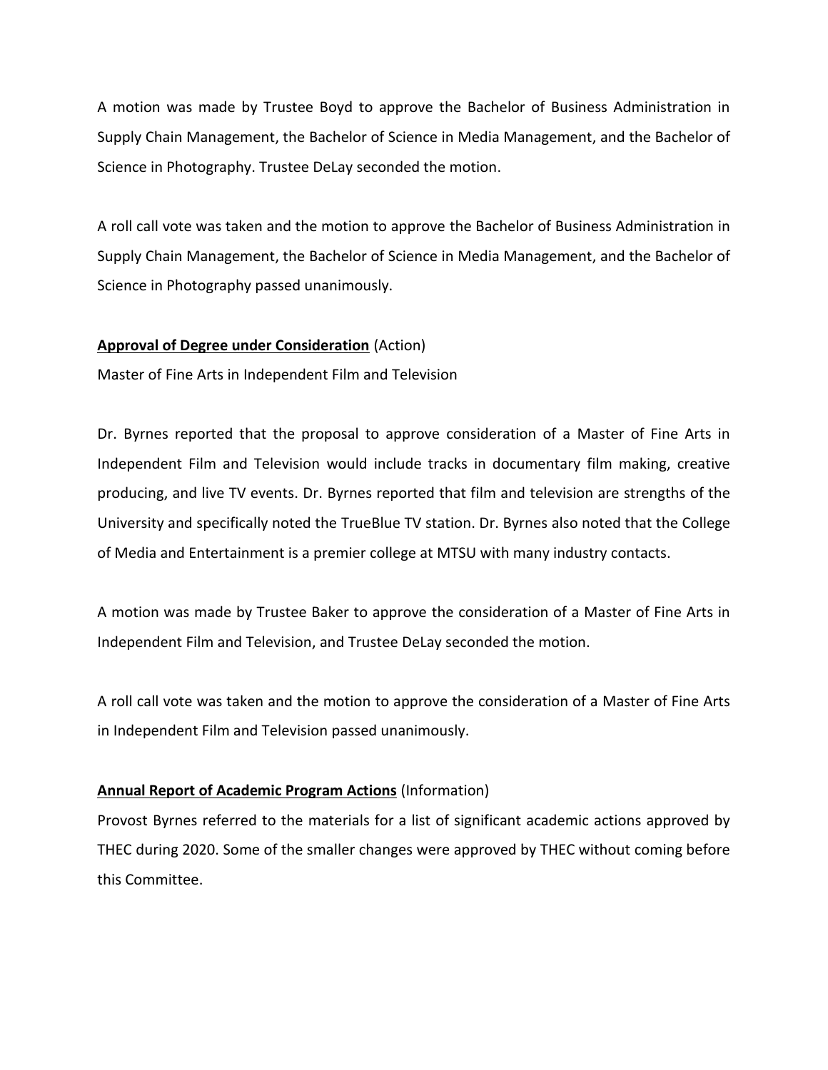A motion was made by Trustee Boyd to approve the Bachelor of Business Administration in Supply Chain Management, the Bachelor of Science in Media Management, and the Bachelor of Science in Photography. Trustee DeLay seconded the motion.

A roll call vote was taken and the motion to approve the Bachelor of Business Administration in Supply Chain Management, the Bachelor of Science in Media Management, and the Bachelor of Science in Photography passed unanimously.

**Approval of Degree under Consideration** (Action)
Master of Fine Arts in Independent Film and Television

Dr. Byrnes reported that the proposal to approve consideration of a Master of Fine Arts in Independent Film and Television would include tracks in documentary film making, creative producing, and live TV events. Dr. Byrnes reported that film and television are strengths of the University and specifically noted the TrueBlue TV station. Dr. Byrnes also noted that the College of Media and Entertainment is a premier college at MTSU with many industry contacts.

A motion was made by Trustee Baker to approve the consideration of a Master of Fine Arts in Independent Film and Television, and Trustee DeLay seconded the motion.

A roll call vote was taken and the motion to approve the consideration of a Master of Fine Arts in Independent Film and Television passed unanimously.

**Annual Report of Academic Program Actions** (Information)
Provost Byrnes referred to the materials for a list of significant academic actions approved by THEC during 2020. Some of the smaller changes were approved by THEC without coming before this Committee.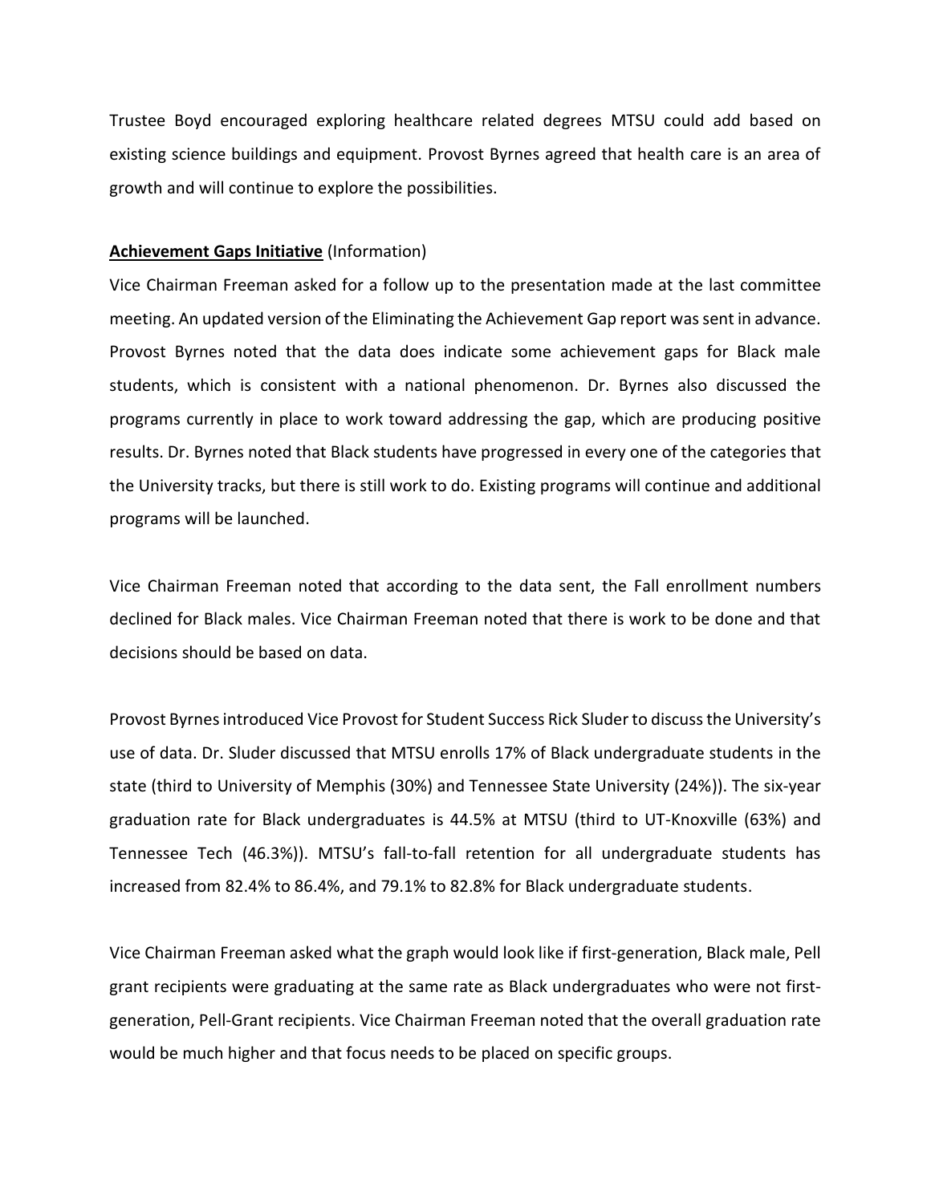Trustee Boyd encouraged exploring healthcare related degrees MTSU could add based on existing science buildings and equipment. Provost Byrnes agreed that health care is an area of growth and will continue to explore the possibilities.

**Achievement Gaps Initiative** (Information)

Vice Chairman Freeman asked for a follow up to the presentation made at the last committee meeting. An updated version of the Eliminating the Achievement Gap report was sent in advance. Provost Byrnes noted that the data does indicate some achievement gaps for Black male students, which is consistent with a national phenomenon. Dr. Byrnes also discussed the programs currently in place to work toward addressing the gap, which are producing positive results. Dr. Byrnes noted that Black students have progressed in every one of the categories that the University tracks, but there is still work to do. Existing programs will continue and additional programs will be launched.

Vice Chairman Freeman noted that according to the data sent, the Fall enrollment numbers declined for Black males. Vice Chairman Freeman noted that there is work to be done and that decisions should be based on data.

Provost Byrnes introduced Vice Provost for Student Success Rick Sluder to discuss the University's use of data. Dr. Sluder discussed that MTSU enrolls 17% of Black undergraduate students in the state (third to University of Memphis (30%) and Tennessee State University (24%)). The six-year graduation rate for Black undergraduates is 44.5% at MTSU (third to UT-Knoxville (63%) and Tennessee Tech (46.3%)). MTSU's fall-to-fall retention for all undergraduate students has increased from 82.4% to 86.4%, and 79.1% to 82.8% for Black undergraduate students.

Vice Chairman Freeman asked what the graph would look like if first-generation, Black male, Pell grant recipients were graduating at the same rate as Black undergraduates who were not first-generation, Pell-Grant recipients. Vice Chairman Freeman noted that the overall graduation rate would be much higher and that focus needs to be placed on specific groups.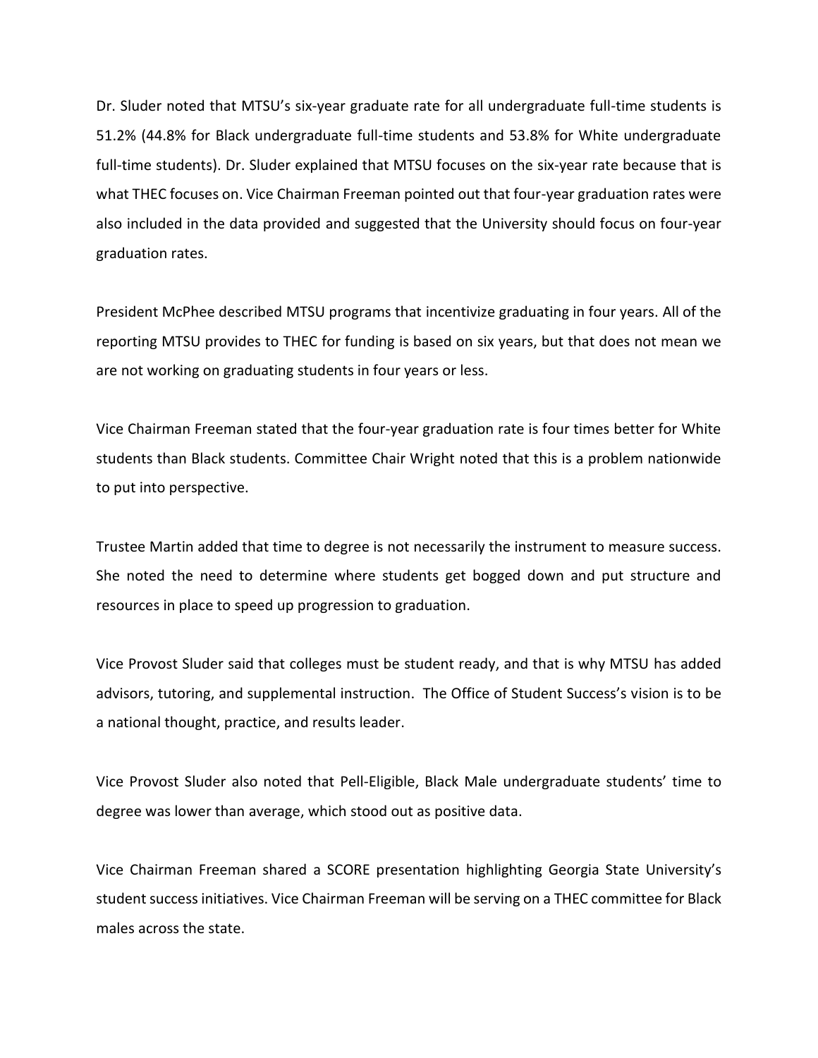Dr. Sluder noted that MTSU's six-year graduate rate for all undergraduate full-time students is 51.2% (44.8% for Black undergraduate full-time students and 53.8% for White undergraduate full-time students). Dr. Sluder explained that MTSU focuses on the six-year rate because that is what THEC focuses on. Vice Chairman Freeman pointed out that four-year graduation rates were also included in the data provided and suggested that the University should focus on four-year graduation rates.

President McPhee described MTSU programs that incentivize graduating in four years. All of the reporting MTSU provides to THEC for funding is based on six years, but that does not mean we are not working on graduating students in four years or less.

Vice Chairman Freeman stated that the four-year graduation rate is four times better for White students than Black students. Committee Chair Wright noted that this is a problem nationwide to put into perspective.

Trustee Martin added that time to degree is not necessarily the instrument to measure success. She noted the need to determine where students get bogged down and put structure and resources in place to speed up progression to graduation.

Vice Provost Sluder said that colleges must be student ready, and that is why MTSU has added advisors, tutoring, and supplemental instruction. The Office of Student Success's vision is to be a national thought, practice, and results leader.

Vice Provost Sluder also noted that Pell-Eligible, Black Male undergraduate students' time to degree was lower than average, which stood out as positive data.

Vice Chairman Freeman shared a SCORE presentation highlighting Georgia State University's student success initiatives. Vice Chairman Freeman will be serving on a THEC committee for Black males across the state.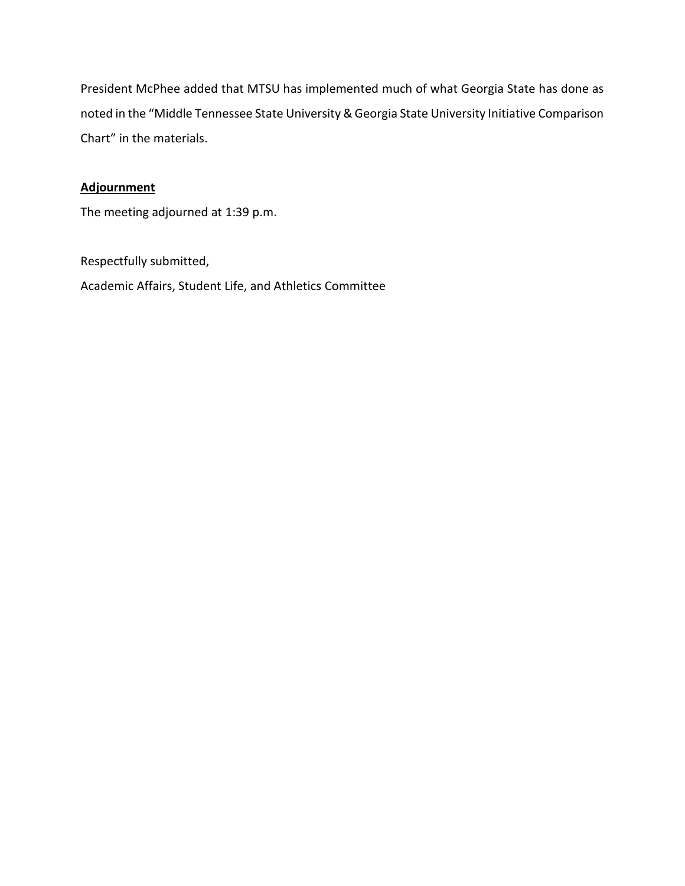President McPhee added that MTSU has implemented much of what Georgia State has done as noted in the "Middle Tennessee State University & Georgia State University Initiative Comparison Chart" in the materials.

**Adjournment**

The meeting adjourned at 1:39 p.m.

Respectfully submitted,

Academic Affairs, Student Life, and Athletics Committee